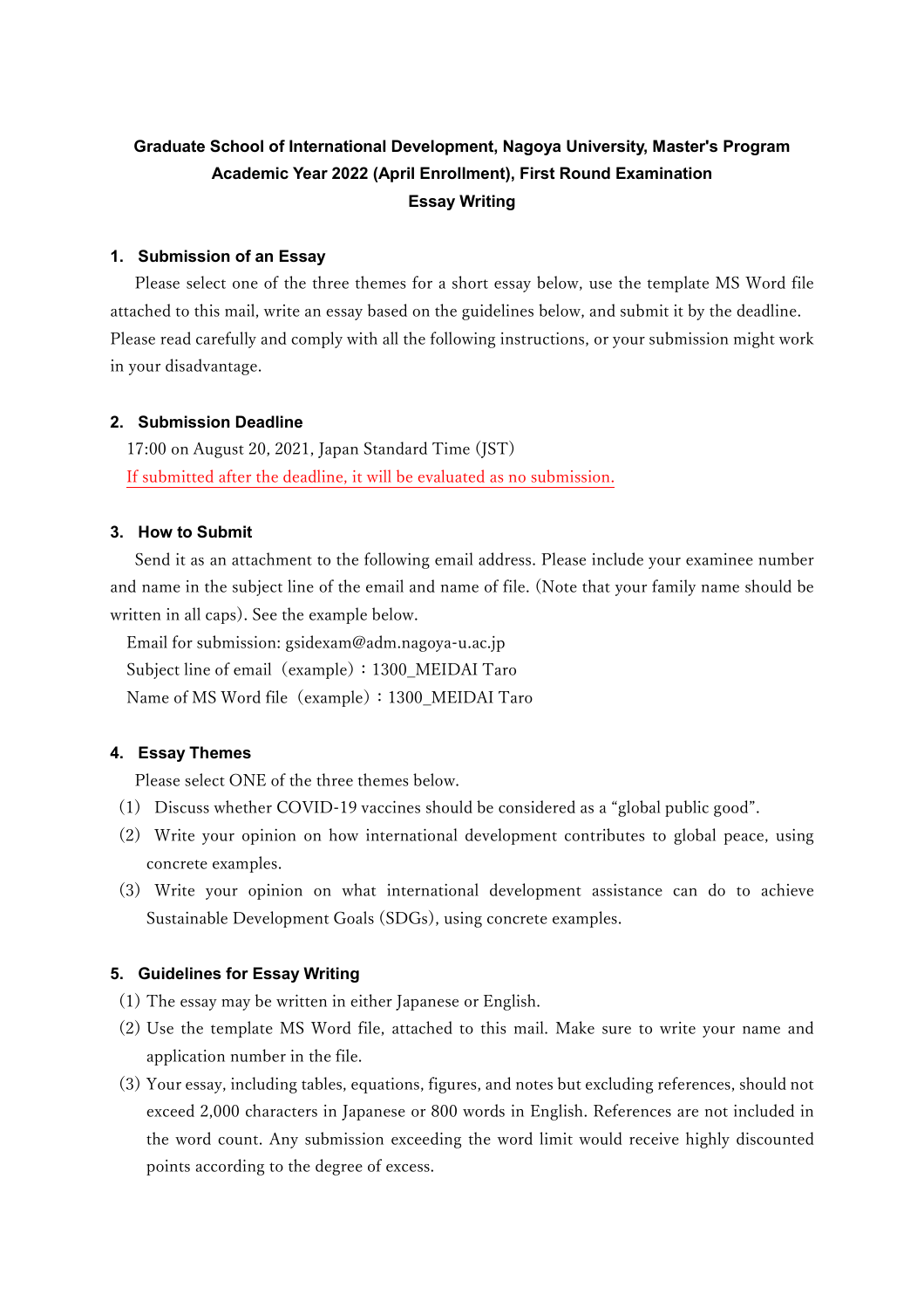**Graduate School of International Development, Nagoya University, Master's Program**
**Academic Year 2022 (April Enrollment), First Round Examination**
**Essay Writing**

## 1. Submission of an Essay

Please select one of the three themes for a short essay below, use the template MS Word file attached to this mail, write an essay based on the guidelines below, and submit it by the deadline. Please read carefully and comply with all the following instructions, or your submission might work in your disadvantage.

## 2. Submission Deadline

17:00 on August 20, 2021, Japan Standard Time (JST)

If submitted after the deadline, it will be evaluated as no submission.

## 3. How to Submit

Send it as an attachment to the following email address. Please include your examinee number and name in the subject line of the email and name of file. (Note that your family name should be written in all caps). See the example below.

Email for submission: gsidexam@adm.nagoya-u.ac.jp

Subject line of email（example）：1300_MEIDAI Taro

Name of MS Word file（example）：1300_MEIDAI Taro

## 4. Essay Themes

Please select ONE of the three themes below.

(1) Discuss whether COVID-19 vaccines should be considered as a "global public good".

(2) Write your opinion on how international development contributes to global peace, using concrete examples.

(3) Write your opinion on what international development assistance can do to achieve Sustainable Development Goals (SDGs), using concrete examples.

## 5. Guidelines for Essay Writing

(1) The essay may be written in either Japanese or English.

(2) Use the template MS Word file, attached to this mail. Make sure to write your name and application number in the file.

(3) Your essay, including tables, equations, figures, and notes but excluding references, should not exceed 2,000 characters in Japanese or 800 words in English. References are not included in the word count. Any submission exceeding the word limit would receive highly discounted points according to the degree of excess.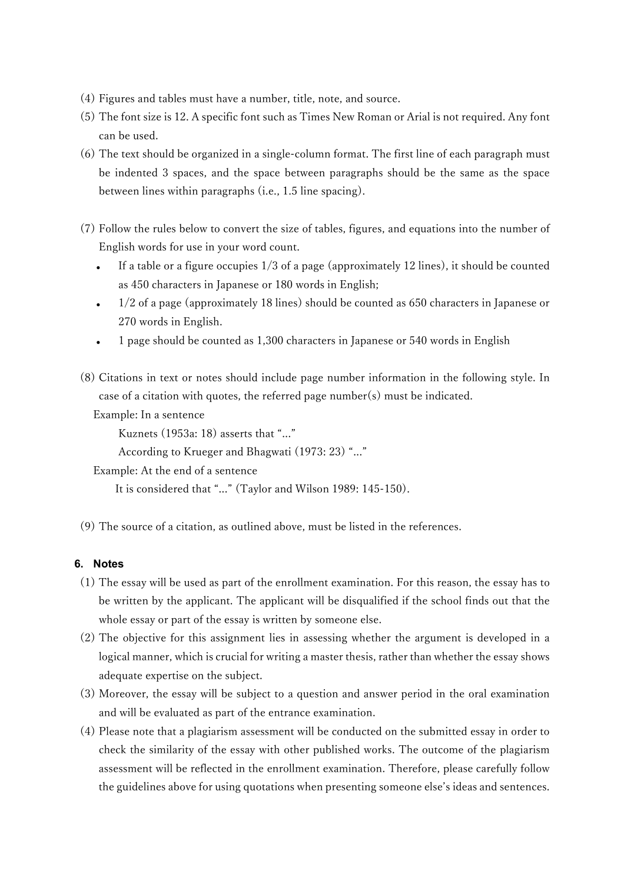(4) Figures and tables must have a number, title, note, and source.

(5) The font size is 12. A specific font such as Times New Roman or Arial is not required. Any font can be used.

(6) The text should be organized in a single-column format. The first line of each paragraph must be indented 3 spaces, and the space between paragraphs should be the same as the space between lines within paragraphs (i.e., 1.5 line spacing).

(7) Follow the rules below to convert the size of tables, figures, and equations into the number of English words for use in your word count.

- If a table or a figure occupies 1/3 of a page (approximately 12 lines), it should be counted as 450 characters in Japanese or 180 words in English;
- 1/2 of a page (approximately 18 lines) should be counted as 650 characters in Japanese or 270 words in English.
- 1 page should be counted as 1,300 characters in Japanese or 540 words in English

(8) Citations in text or notes should include page number information in the following style. In case of a citation with quotes, the referred page number(s) must be indicated.

Example: In a sentence

Kuznets (1953a: 18) asserts that "…"

According to Krueger and Bhagwati (1973: 23) "…"

Example: At the end of a sentence

It is considered that "…" (Taylor and Wilson 1989: 145-150).

(9) The source of a citation, as outlined above, must be listed in the references.

### 6. Notes

(1) The essay will be used as part of the enrollment examination. For this reason, the essay has to be written by the applicant. The applicant will be disqualified if the school finds out that the whole essay or part of the essay is written by someone else.

(2) The objective for this assignment lies in assessing whether the argument is developed in a logical manner, which is crucial for writing a master thesis, rather than whether the essay shows adequate expertise on the subject.

(3) Moreover, the essay will be subject to a question and answer period in the oral examination and will be evaluated as part of the entrance examination.

(4) Please note that a plagiarism assessment will be conducted on the submitted essay in order to check the similarity of the essay with other published works. The outcome of the plagiarism assessment will be reflected in the enrollment examination. Therefore, please carefully follow the guidelines above for using quotations when presenting someone else's ideas and sentences.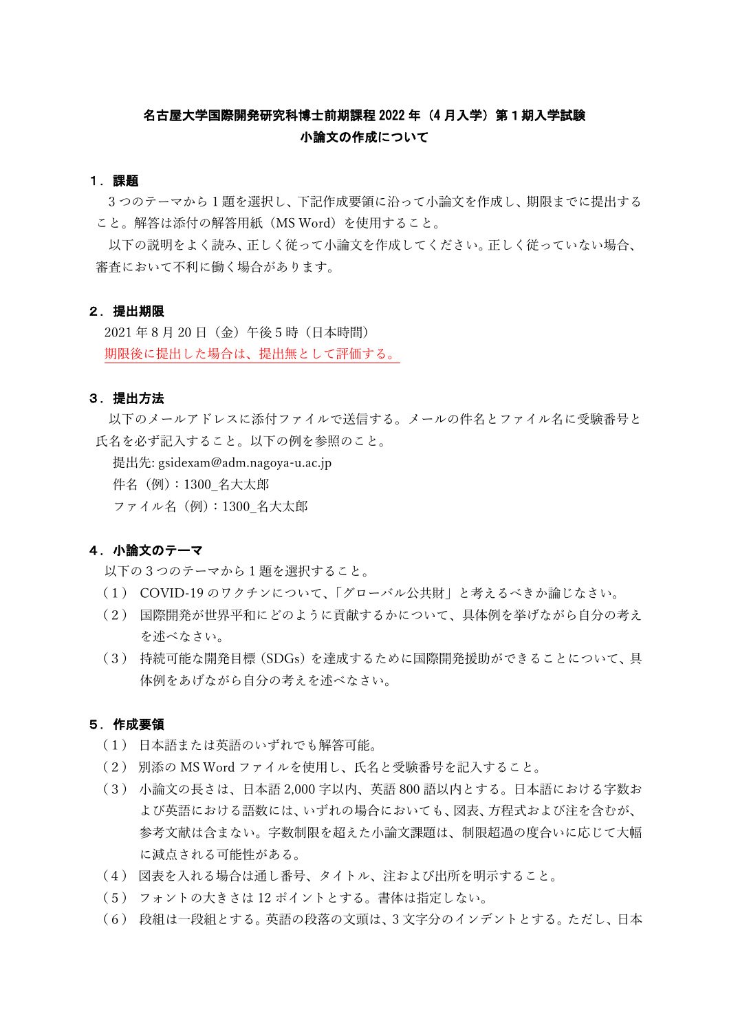**名古屋大学国際開発研究科博士前期課程 2022 年（4 月入学）第 1 期入学試験**
**小論文の作成について**

## １．課題

３つのテーマから１題を選択し、下記作成要領に沿って小論文を作成し、期限までに提出すること。解答は添付の解答用紙（MS Word）を使用すること。

以下の説明をよく読み、正しく従って小論文を作成してください。正しく従っていない場合、審査において不利に働く場合があります。

## ２．提出期限

2021 年 8 月 20 日（金）午後 5 時（日本時間）

<u>期限後に提出した場合は、提出無として評価する。</u>

## ３．提出方法

以下のメールアドレスに添付ファイルで送信する。メールの件名とファイル名に受験番号と氏名を必ず記入すること。以下の例を参照のこと。

提出先: gsidexam@adm.nagoya-u.ac.jp

件名（例）：1300_名大太郎

ファイル名（例）：1300_名大太郎

## ４．小論文のテーマ

以下の３つのテーマから１題を選択すること。

（１） COVID-19 のワクチンについて、「グローバル公共財」と考えるべきか論じなさい。

（２） 国際開発が世界平和にどのように貢献するかについて、具体例を挙げながら自分の考えを述べなさい。

（３） 持続可能な開発目標（SDGs）を達成するために国際開発援助ができることについて、具体例をあげながら自分の考えを述べなさい。

## ５．作成要領

（１） 日本語または英語のいずれでも解答可能。

（２） 別添の MS Word ファイルを使用し、氏名と受験番号を記入すること。

（３） 小論文の長さは、日本語 2,000 字以内、英語 800 語以内とする。日本語における字数および英語における語数には、いずれの場合においても、図表、方程式および注を含むが、参考文献は含まない。字数制限を超えた小論文課題は、制限超過の度合いに応じて大幅に減点される可能性がある。

（４） 図表を入れる場合は通し番号、タイトル、注および出所を明示すること。

（５） フォントの大きさは 12 ポイントとする。書体は指定しない。

（６） 段組は一段組とする。英語の段落の文頭は、3 文字分のインデントとする。ただし、日本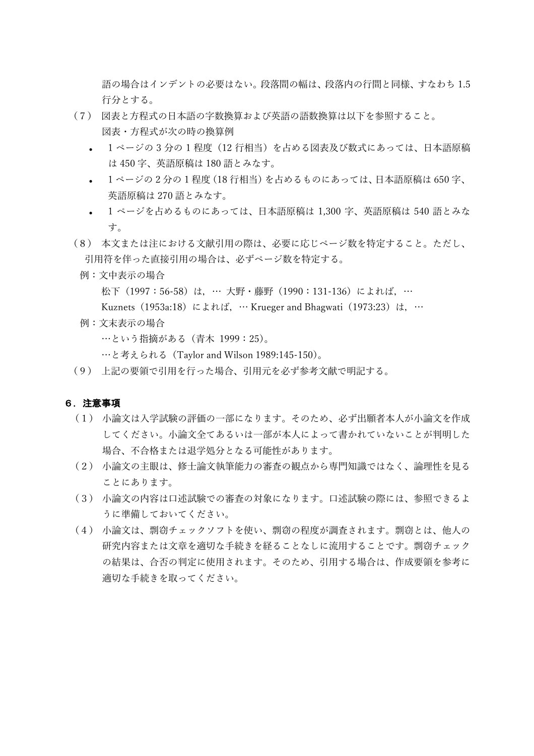語の場合はインデントの必要はない。段落間の幅は、段落内の行間と同様、すなわち 1.5 行分とする。

（7） 図表と方程式の日本語の字数換算および英語の語数換算は以下を参照すること。
図表・方程式が次の時の換算例

- 1 ページの 3 分の 1 程度（12 行相当）を占める図表及び数式にあっては、日本語原稿は 450 字、英語原稿は 180 語とみなす。
- 1 ページの 2 分の 1 程度（18 行相当）を占めるものにあっては、日本語原稿は 650 字、英語原稿は 270 語とみなす。
- 1 ページを占めるものにあっては、日本語原稿は 1,300 字、英語原稿は 540 語とみなす。

（8） 本文または注における文献引用の際は、必要に応じページ数を特定すること。ただし、引用符を伴った直接引用の場合は、必ずページ数を特定する。

例：文中表示の場合

松下（1997：56-58）は，… 大野・藤野（1990：131-136）によれば，…
Kuznets（1953a:18）によれば，… Krueger and Bhagwati（1973:23）は，…

例：文末表示の場合

…という指摘がある（青木 1999：25）。
…と考えられる（Taylor and Wilson 1989:145-150）。

（9） 上記の要領で引用を行った場合、引用元を必ず参考文献で明記する。

## ６．注意事項

（1） 小論文は入学試験の評価の一部になります。そのため、必ず出願者本人が小論文を作成してください。小論文全てあるいは一部が本人によって書かれていないことが判明した場合、不合格または退学処分となる可能性があります。

（2） 小論文の主眼は、修士論文執筆能力の審査の観点から専門知識ではなく、論理性を見ることにあります。

（3） 小論文の内容は口述試験での審査の対象になります。口述試験の際には、参照できるように準備しておいてください。

（4） 小論文は、剽窃チェックソフトを使い、剽窃の程度が調査されます。剽窃とは、他人の研究内容または文章を適切な手続きを経ることなしに流用することです。剽窃チェックの結果は、合否の判定に使用されます。そのため、引用する場合は、作成要領を参考に適切な手続きを取ってください。